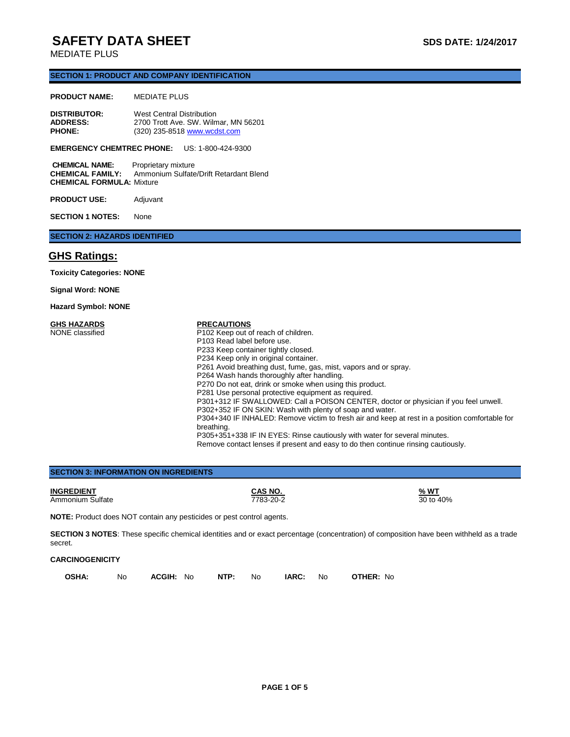# SAFETY DATA SHEET

MEDIATE PLUS

**SDS DATE: 1/24/2017**

## SECTION 1: PRODUCT AND COMPANY IDENTIFICATION

**PRODUCT NAME:** MEDIATE PLUS

**DISTRIBUTOR:** West Central Distribution
**ADDRESS:** 2700 Trott Ave. SW. Wilmar, MN 56201
**PHONE:** (320) 235-8518 www.wcdst.com

**EMERGENCY CHEMTREC PHONE:** US: 1-800-424-9300

**CHEMICAL NAME:** Proprietary mixture
**CHEMICAL FAMILY:** Ammonium Sulfate/Drift Retardant Blend
**CHEMICAL FORMULA:** Mixture

**PRODUCT USE:** Adjuvant

**SECTION 1 NOTES:** None

## SECTION 2: HAZARDS IDENTIFIED

### GHS Ratings:

**Toxicity Categories: NONE**

**Signal Word: NONE**

**Hazard Symbol: NONE**

**GHS HAZARDS**
NONE classified

**PRECAUTIONS**
P102 Keep out of reach of children.
P103 Read label before use.
P233 Keep container tightly closed.
P234 Keep only in original container.
P261 Avoid breathing dust, fume, gas, mist, vapors and or spray.
P264 Wash hands thoroughly after handling.
P270 Do not eat, drink or smoke when using this product.
P281 Use personal protective equipment as required.
P301+312 IF SWALLOWED: Call a POISON CENTER, doctor or physician if you feel unwell.
P302+352 IF ON SKIN: Wash with plenty of soap and water.
P304+340 IF INHALED: Remove victim to fresh air and keep at rest in a position comfortable for breathing.
P305+351+338 IF IN EYES: Rinse cautiously with water for several minutes.
Remove contact lenses if present and easy to do then continue rinsing cautiously.

## SECTION 3: INFORMATION ON INGREDIENTS

| INGREDIENT | CAS NO. | % WT |
|---|---|---|
| Ammonium Sulfate | 7783-20-2 | 30 to 40% |

**NOTE:** Product does NOT contain any pesticides or pest control agents.

**SECTION 3 NOTES**: These specific chemical identities and or exact percentage (concentration) of composition have been withheld as a trade secret.

**CARCINOGENICITY**

| OSHA: | ACGIH: | NTP: | IARC: | OTHER: |
|---|---|---|---|---|
| No | No | No | No | No |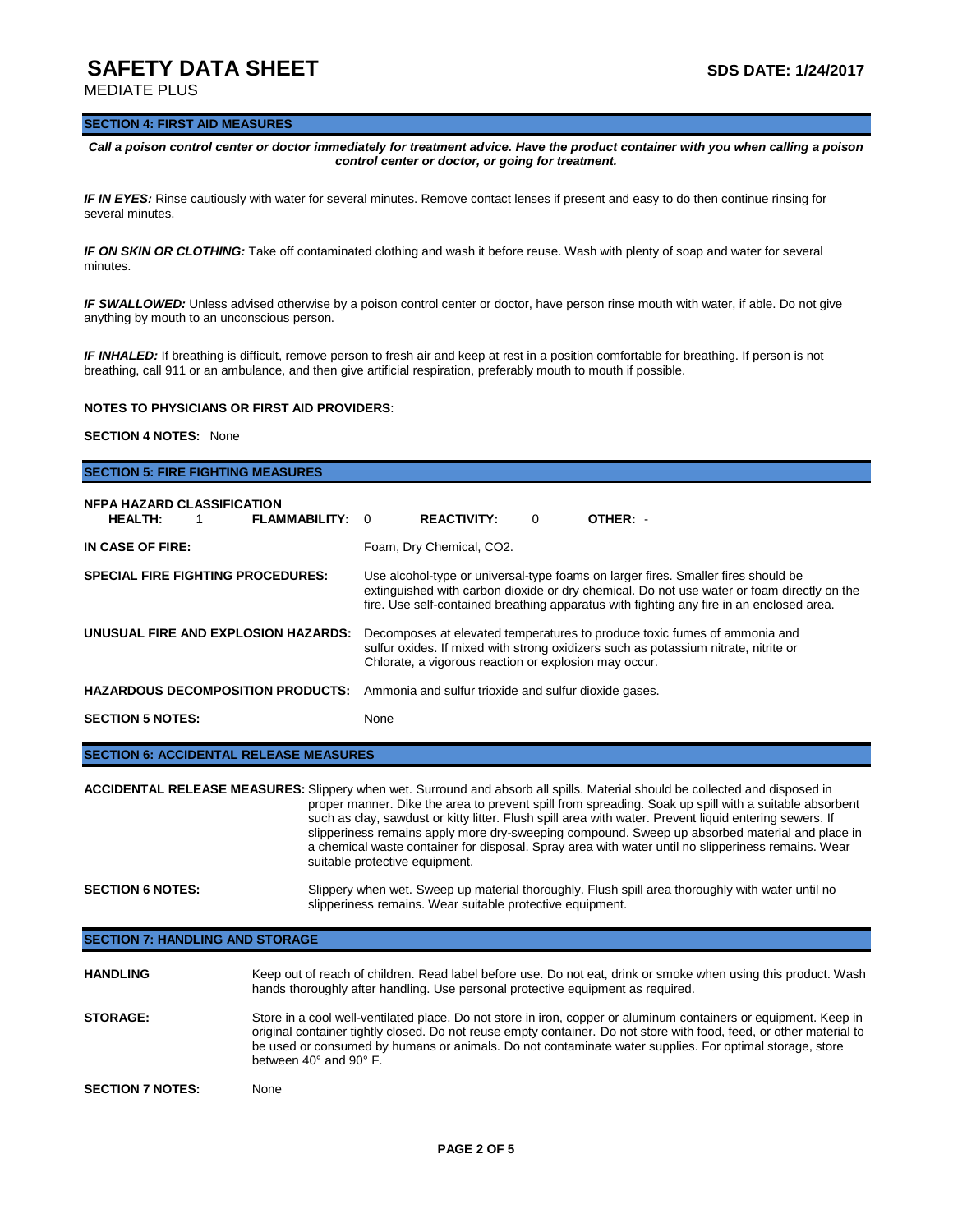# SAFETY DATA SHEET

**SDS DATE: 1/24/2017**

MEDIATE PLUS

## SECTION 4: FIRST AID MEASURES

***Call a poison control center or doctor immediately for treatment advice. Have the product container with you when calling a poison control center or doctor, or going for treatment.***

***IF IN EYES:*** Rinse cautiously with water for several minutes. Remove contact lenses if present and easy to do then continue rinsing for several minutes.

***IF ON SKIN OR CLOTHING:*** Take off contaminated clothing and wash it before reuse. Wash with plenty of soap and water for several minutes.

***IF SWALLOWED:*** Unless advised otherwise by a poison control center or doctor, have person rinse mouth with water, if able. Do not give anything by mouth to an unconscious person.

***IF INHALED:*** If breathing is difficult, remove person to fresh air and keep at rest in a position comfortable for breathing. If person is not breathing, call 911 or an ambulance, and then give artificial respiration, preferably mouth to mouth if possible.

**NOTES TO PHYSICIANS OR FIRST AID PROVIDERS**:

**SECTION 4 NOTES:** None

## SECTION 5: FIRE FIGHTING MEASURES

**NFPA HAZARD CLASSIFICATION**

| **HEALTH:** | 1 | **FLAMMABILITY:** | 0 | **REACTIVITY:** | 0 | **OTHER:** | - |
|---|---|---|---|---|---|---|---|

**IN CASE OF FIRE:** Foam, Dry Chemical, $CO_2$.

**SPECIAL FIRE FIGHTING PROCEDURES:** Use alcohol-type or universal-type foams on larger fires. Smaller fires should be extinguished with carbon dioxide or dry chemical. Do not use water or foam directly on the fire. Use self-contained breathing apparatus with fighting any fire in an enclosed area.

**UNUSUAL FIRE AND EXPLOSION HAZARDS:** Decomposes at elevated temperatures to produce toxic fumes of ammonia and sulfur oxides. If mixed with strong oxidizers such as potassium nitrate, nitrite or Chlorate, a vigorous reaction or explosion may occur.

**HAZARDOUS DECOMPOSITION PRODUCTS:** Ammonia and sulfur trioxide and sulfur dioxide gases.

**SECTION 5 NOTES:** None

## SECTION 6: ACCIDENTAL RELEASE MEASURES

**ACCIDENTAL RELEASE MEASURES:** Slippery when wet. Surround and absorb all spills. Material should be collected and disposed in proper manner. Dike the area to prevent spill from spreading. Soak up spill with a suitable absorbent such as clay, sawdust or kitty litter. Flush spill area with water. Prevent liquid entering sewers. If slipperiness remains apply more dry-sweeping compound. Sweep up absorbed material and place in a chemical waste container for disposal. Spray area with water until no slipperiness remains. Wear suitable protective equipment.

**SECTION 6 NOTES:** Slippery when wet. Sweep up material thoroughly. Flush spill area thoroughly with water until no slipperiness remains. Wear suitable protective equipment.

## SECTION 7: HANDLING AND STORAGE

**HANDLING** Keep out of reach of children. Read label before use. Do not eat, drink or smoke when using this product. Wash hands thoroughly after handling. Use personal protective equipment as required.

**STORAGE:** Store in a cool well-ventilated place. Do not store in iron, copper or aluminum containers or equipment. Keep in original container tightly closed. Do not reuse empty container. Do not store with food, feed, or other material to be used or consumed by humans or animals. Do not contaminate water supplies. For optimal storage, store between 40° and 90° F.

**SECTION 7 NOTES:** None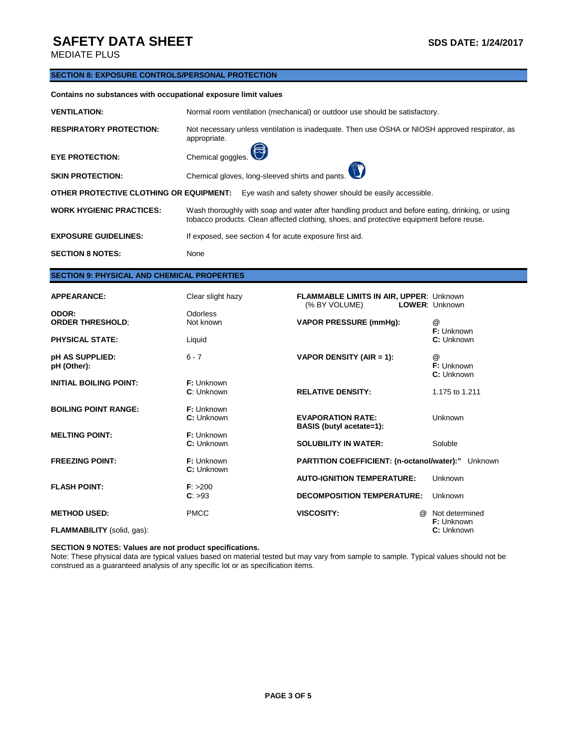# SAFETY DATA SHEET

MEDIATE PLUS

**SDS DATE: 1/24/2017**

## SECTION 8: EXPOSURE CONTROLS/PERSONAL PROTECTION

**Contains no substances with occupational exposure limit values**

| | |
|---|---|
| **VENTILATION:** | Normal room ventilation (mechanical) or outdoor use should be satisfactory. |
| **RESPIRATORY PROTECTION:** | Not necessary unless ventilation is inadequate. Then use OSHA or NIOSH approved respirator, as appropriate. |
| **EYE PROTECTION:** | Chemical goggles. |
| **SKIN PROTECTION:** | Chemical gloves, long-sleeved shirts and pants. |
| **OTHER PROTECTIVE CLOTHING OR EQUIPMENT:** | Eye wash and safety shower should be easily accessible. |
| **WORK HYGIENIC PRACTICES:** | Wash thoroughly with soap and water after handling product and before eating, drinking, or using tobacco products. Clean affected clothing, shoes, and protective equipment before reuse. |
| **EXPOSURE GUIDELINES:** | If exposed, see section 4 for acute exposure first aid. |
| **SECTION 8 NOTES:** | None |

## SECTION 9: PHYSICAL AND CHEMICAL PROPERTIES

| | | | |
|---|---|---|---|
| **APPEARANCE:** | Clear slight hazy | **FLAMMABLE LIMITS IN AIR, UPPER:** (% BY VOLUME) **LOWER:** | Unknown / Unknown |
| **ODOR:** | Odorless | | |
| **ORDER THRESHOLD;** | Not known | **VAPOR PRESSURE (mmHg):** | @ **F:** Unknown **C:** Unknown |
| **PHYSICAL STATE:** | Liquid | | |
| **pH AS SUPPLIED:** | 6 - 7 | **VAPOR DENSITY (AIR = 1):** | @ **F:** Unknown **C:** Unknown |
| **pH (Other):** | | | |
| **INITIAL BOILING POINT:** | **F:** Unknown **C:** Unknown | **RELATIVE DENSITY:** | 1.175 to 1.211 |
| **BOILING POINT RANGE:** | **F:** Unknown **C:** Unknown | **EVAPORATION RATE: BASIS (butyl acetate=1):** | Unknown |
| **MELTING POINT:** | **F:** Unknown **C:** Unknown | **SOLUBILITY IN WATER:** | Soluble |
| **FREEZING POINT:** | **F:** Unknown **C:** Unknown | **PARTITION COEFFICIENT: (n-octanol/water):"** | Unknown |
| **FLASH POINT:** | **F**: >200 **C**: >93 | **AUTO-IGNITION TEMPERATURE:** | Unknown |
| | | **DECOMPOSITION TEMPERATURE:** | Unknown |
| **METHOD USED:** | PMCC | **VISCOSITY:** @ | Not determined **F:** Unknown **C:** Unknown |
| **FLAMMABILITY** (solid, gas): | | | |

**SECTION 9 NOTES: Values are not product specifications.**

Note: These physical data are typical values based on material tested but may vary from sample to sample. Typical values should not be construed as a guaranteed analysis of any specific lot or as specification items.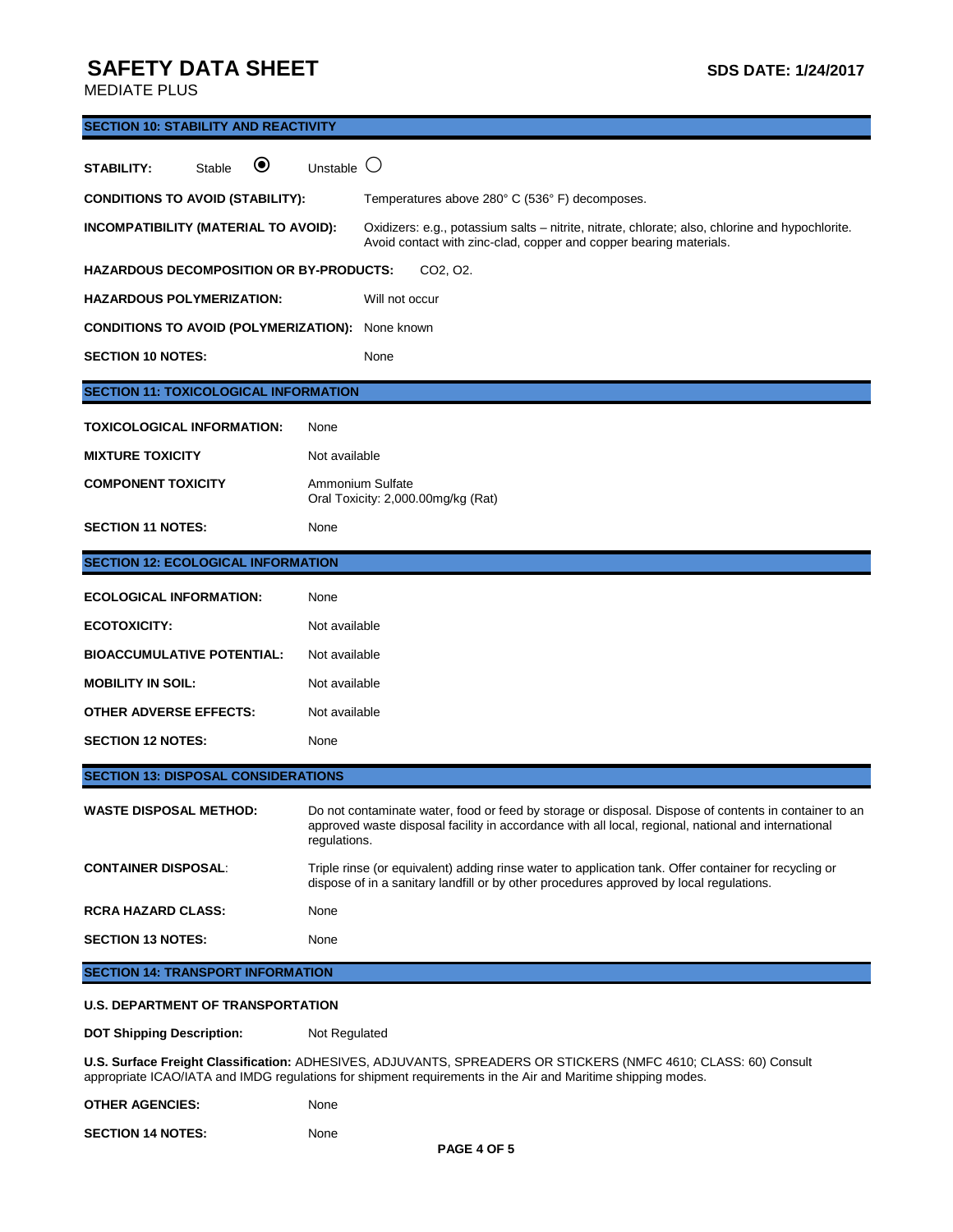# SAFETY DATA SHEET

MEDIATE PLUS

**SDS DATE: 1/24/2017**

## SECTION 10: STABILITY AND REACTIVITY

**STABILITY:** Stable ◉ Unstable ○

**CONDITIONS TO AVOID (STABILITY):** Temperatures above 280° C (536° F) decomposes.

**INCOMPATIBILITY (MATERIAL TO AVOID):** Oxidizers: e.g., potassium salts – nitrite, nitrate, chlorate; also, chlorine and hypochlorite. Avoid contact with zinc-clad, copper and copper bearing materials.

**HAZARDOUS DECOMPOSITION OR BY-PRODUCTS:** $CO_2$, $O_2$.

**HAZARDOUS POLYMERIZATION:** Will not occur

**CONDITIONS TO AVOID (POLYMERIZATION):** None known

**SECTION 10 NOTES:** None

## SECTION 11: TOXICOLOGICAL INFORMATION

**TOXICOLOGICAL INFORMATION:** None

**MIXTURE TOXICITY** Not available

**COMPONENT TOXICITY** Ammonium Sulfate
Oral Toxicity: 2,000.00mg/kg (Rat)

**SECTION 11 NOTES:** None

## SECTION 12: ECOLOGICAL INFORMATION

**ECOLOGICAL INFORMATION:** None

**ECOTOXICITY:** Not available

**BIOACCUMULATIVE POTENTIAL:** Not available

**MOBILITY IN SOIL:** Not available

**OTHER ADVERSE EFFECTS:** Not available

**SECTION 12 NOTES:** None

## SECTION 13: DISPOSAL CONSIDERATIONS

**WASTE DISPOSAL METHOD:** Do not contaminate water, food or feed by storage or disposal. Dispose of contents in container to an approved waste disposal facility in accordance with all local, regional, national and international regulations.

**CONTAINER DISPOSAL:** Triple rinse (or equivalent) adding rinse water to application tank. Offer container for recycling or dispose of in a sanitary landfill or by other procedures approved by local regulations.

**RCRA HAZARD CLASS:** None

**SECTION 13 NOTES:** None

## SECTION 14: TRANSPORT INFORMATION

**U.S. DEPARTMENT OF TRANSPORTATION**

**DOT Shipping Description:** Not Regulated

**U.S. Surface Freight Classification:** ADHESIVES, ADJUVANTS, SPREADERS OR STICKERS (NMFC 4610; CLASS: 60) Consult appropriate ICAO/IATA and IMDG regulations for shipment requirements in the Air and Maritime shipping modes.

**OTHER AGENCIES:** None

**SECTION 14 NOTES:** None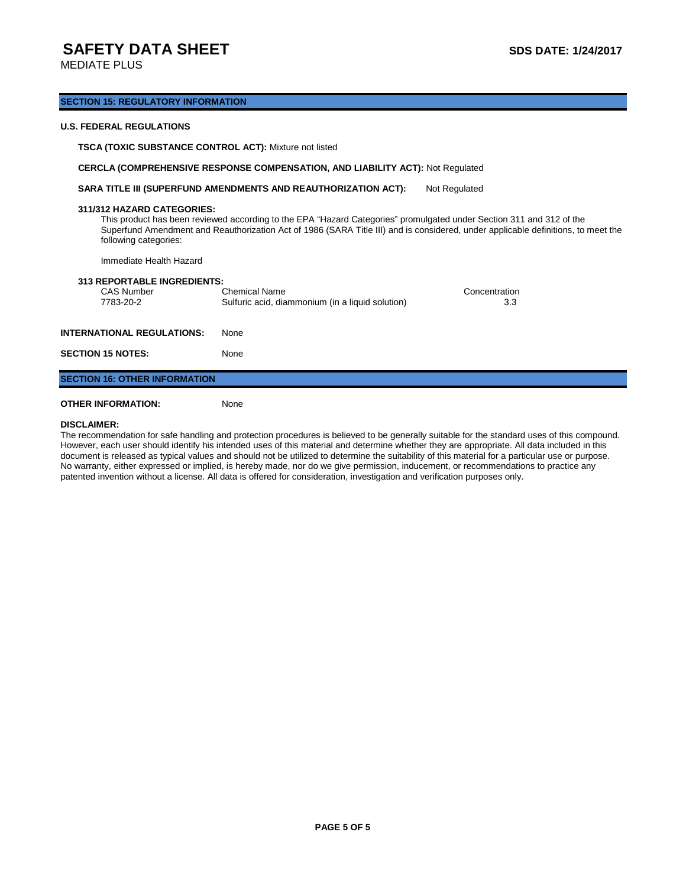## SECTION 15: REGULATORY INFORMATION

**U.S. FEDERAL REGULATIONS**

**TSCA (TOXIC SUBSTANCE CONTROL ACT):** Mixture not listed

**CERCLA (COMPREHENSIVE RESPONSE COMPENSATION, AND LIABILITY ACT):** Not Regulated

**SARA TITLE III (SUPERFUND AMENDMENTS AND REAUTHORIZATION ACT):** Not Regulated

**311/312 HAZARD CATEGORIES:**

This product has been reviewed according to the EPA "Hazard Categories" promulgated under Section 311 and 312 of the Superfund Amendment and Reauthorization Act of 1986 (SARA Title III) and is considered, under applicable definitions, to meet the following categories:

Immediate Health Hazard

**313 REPORTABLE INGREDIENTS:**

| CAS Number | Chemical Name | Concentration |
|---|---|---|
| 7783-20-2 | Sulfuric acid, diammonium (in a liquid solution) | 3.3 |

**INTERNATIONAL REGULATIONS:** None

**SECTION 15 NOTES:** None

## SECTION 16: OTHER INFORMATION

**OTHER INFORMATION:** None

**DISCLAIMER:**

The recommendation for safe handling and protection procedures is believed to be generally suitable for the standard uses of this compound. However, each user should identify his intended uses of this material and determine whether they are appropriate. All data included in this document is released as typical values and should not be utilized to determine the suitability of this material for a particular use or purpose. No warranty, either expressed or implied, is hereby made, nor do we give permission, inducement, or recommendations to practice any patented invention without a license. All data is offered for consideration, investigation and verification purposes only.